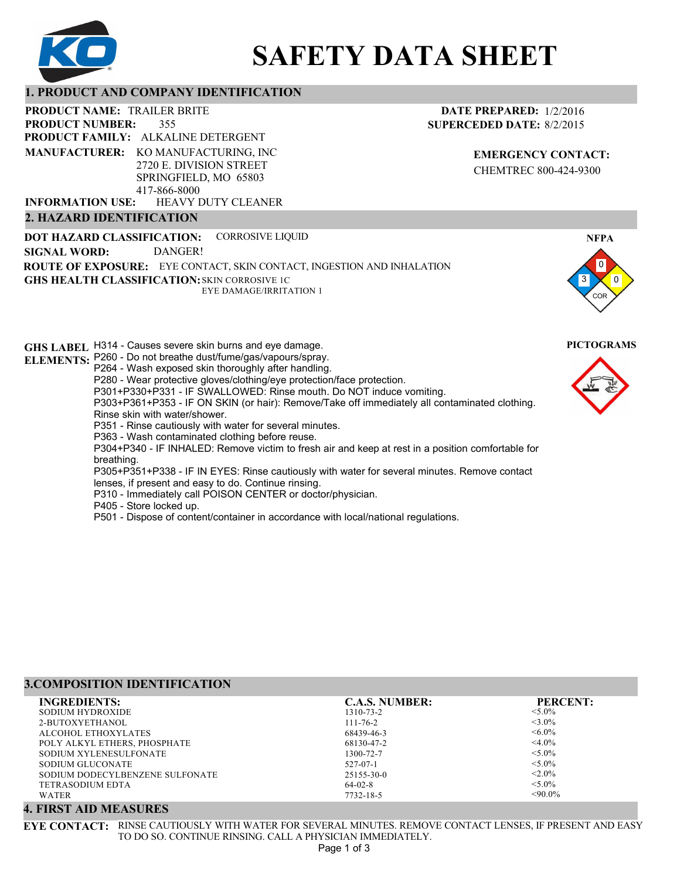# SAFETY DATA SHEET

## 1. PRODUCT AND COMPANY IDENTIFICATION

**PRODUCT NAME:** TRAILER BRITE
**PRODUCT NUMBER:** 355
**PRODUCT FAMILY:** ALKALINE DETERGENT
**MANUFACTURER:** KO MANUFACTURING, INC
2720 E. DIVISION STREET
SPRINGFIELD, MO 65803
417-866-8000
**INFORMATION USE:** HEAVY DUTY CLEANER

**DATE PREPARED:** 1/2/2016
**SUPERCEDED DATE:** 8/2/2015

**EMERGENCY CONTACT:**
CHEMTREC 800-424-9300

## 2. HAZARD IDENTIFICATION

**DOT HAZARD CLASSIFICATION:** CORROSIVE LIQUID
**SIGNAL WORD:** DANGER!
**ROUTE OF EXPOSURE:** EYE CONTACT, SKIN CONTACT, INGESTION AND INHALATION
**GHS HEALTH CLASSIFICATION:** SKIN CORROSIVE 1C
EYE DAMAGE/IRRITATION 1

**NFPA**
Health: 3, Flammability: 0, Instability: 0, Special: COR

**PICTOGRAMS**

**GHS LABEL ELEMENTS:**
H314 - Causes severe skin burns and eye damage.
P260 - Do not breathe dust/fume/gas/vapours/spray.
P264 - Wash exposed skin thoroughly after handling.
P280 - Wear protective gloves/clothing/eye protection/face protection.
P301+P330+P331 - IF SWALLOWED: Rinse mouth. Do NOT induce vomiting.
P303+P361+P353 - IF ON SKIN (or hair): Remove/Take off immediately all contaminated clothing. Rinse skin with water/shower.
P351 - Rinse cautiously with water for several minutes.
P363 - Wash contaminated clothing before reuse.
P304+P340 - IF INHALED: Remove victim to fresh air and keep at rest in a position comfortable for breathing.
P305+P351+P338 - IF IN EYES: Rinse cautiously with water for several minutes. Remove contact lenses, if present and easy to do. Continue rinsing.
P310 - Immediately call POISON CENTER or doctor/physician.
P405 - Store locked up.
P501 - Dispose of content/container in accordance with local/national regulations.

## 3.COMPOSITION IDENTIFICATION

| INGREDIENTS: | C.A.S. NUMBER: | PERCENT: |
|---|---|---|
| SODIUM HYDROXIDE | 1310-73-2 | <5.0% |
| 2-BUTOXYETHANOL | 111-76-2 | <3.0% |
| ALCOHOL ETHOXYLATES | 68439-46-3 | <6.0% |
| POLY ALKYL ETHERS, PHOSPHATE | 68130-47-2 | <4.0% |
| SODIUM XYLENESULFONATE | 1300-72-7 | <5.0% |
| SODIUM GLUCONATE | 527-07-1 | <5.0% |
| SODIUM DODECYLBENZENE SULFONATE | 25155-30-0 | <2.0% |
| TETRASODIUM EDTA | 64-02-8 | <5.0% |
| WATER | 7732-18-5 | <90.0% |

## 4. FIRST AID MEASURES

**EYE CONTACT:** RINSE CAUTIOUSLY WITH WATER FOR SEVERAL MINUTES. REMOVE CONTACT LENSES, IF PRESENT AND EASY TO DO SO. CONTINUE RINSING. CALL A PHYSICIAN IMMEDIATELY.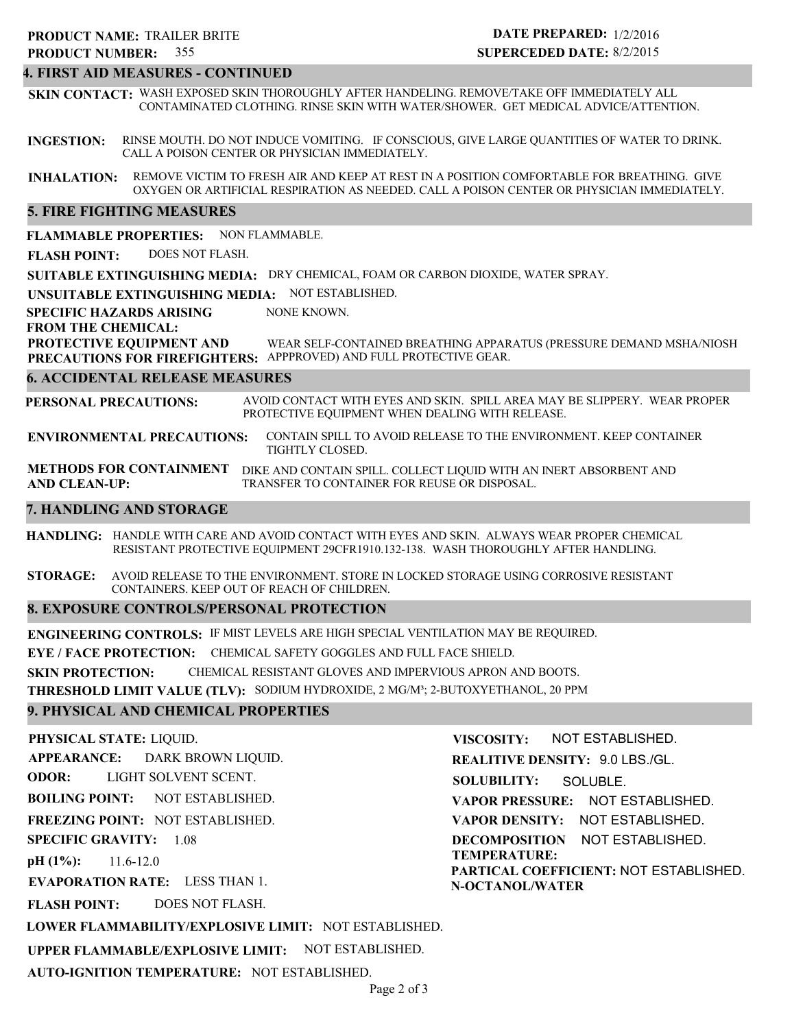**PRODUCT NAME:** TRAILER BRITE
**PRODUCT NUMBER:** 355

**DATE PREPARED:** 1/2/2016
**SUPERCEDED DATE:** 8/2/2015

## 4. FIRST AID MEASURES - CONTINUED

**SKIN CONTACT:** WASH EXPOSED SKIN THOROUGHLY AFTER HANDELING. REMOVE/TAKE OFF IMMEDIATELY ALL CONTAMINATED CLOTHING. RINSE SKIN WITH WATER/SHOWER. GET MEDICAL ADVICE/ATTENTION.

**INGESTION:** RINSE MOUTH. DO NOT INDUCE VOMITING. IF CONSCIOUS, GIVE LARGE QUANTITIES OF WATER TO DRINK. CALL A POISON CENTER OR PHYSICIAN IMMEDIATELY.

**INHALATION:** REMOVE VICTIM TO FRESH AIR AND KEEP AT REST IN A POSITION COMFORTABLE FOR BREATHING. GIVE OXYGEN OR ARTIFICIAL RESPIRATION AS NEEDED. CALL A POISON CENTER OR PHYSICIAN IMMEDIATELY.

## 5. FIRE FIGHTING MEASURES

**FLAMMABLE PROPERTIES:** NON FLAMMABLE.

**FLASH POINT:** DOES NOT FLASH.

**SUITABLE EXTINGUISHING MEDIA:** DRY CHEMICAL, FOAM OR CARBON DIOXIDE, WATER SPRAY.

**UNSUITABLE EXTINGUISHING MEDIA:** NOT ESTABLISHED.

**SPECIFIC HAZARDS ARISING FROM THE CHEMICAL:** NONE KNOWN.

**PROTECTIVE EQUIPMENT AND PRECAUTIONS FOR FIREFIGHTERS:** WEAR SELF-CONTAINED BREATHING APPARATUS (PRESSURE DEMAND MSHA/NIOSH APPPROVED) AND FULL PROTECTIVE GEAR.

## 6. ACCIDENTAL RELEASE MEASURES

**PERSONAL PRECAUTIONS:** AVOID CONTACT WITH EYES AND SKIN. SPILL AREA MAY BE SLIPPERY. WEAR PROPER PROTECTIVE EQUIPMENT WHEN DEALING WITH RELEASE.

**ENVIRONMENTAL PRECAUTIONS:** CONTAIN SPILL TO AVOID RELEASE TO THE ENVIRONMENT. KEEP CONTAINER TIGHTLY CLOSED.

**METHODS FOR CONTAINMENT AND CLEAN-UP:** DIKE AND CONTAIN SPILL. COLLECT LIQUID WITH AN INERT ABSORBENT AND TRANSFER TO CONTAINER FOR REUSE OR DISPOSAL.

## 7. HANDLING AND STORAGE

**HANDLING:** HANDLE WITH CARE AND AVOID CONTACT WITH EYES AND SKIN. ALWAYS WEAR PROPER CHEMICAL RESISTANT PROTECTIVE EQUIPMENT 29CFR1910.132-138. WASH THOROUGHLY AFTER HANDLING.

**STORAGE:** AVOID RELEASE TO THE ENVIRONMENT. STORE IN LOCKED STORAGE USING CORROSIVE RESISTANT CONTAINERS. KEEP OUT OF REACH OF CHILDREN.

## 8. EXPOSURE CONTROLS/PERSONAL PROTECTION

**ENGINEERING CONTROLS:** IF MIST LEVELS ARE HIGH SPECIAL VENTILATION MAY BE REQUIRED.

**EYE / FACE PROTECTION:** CHEMICAL SAFETY GOGGLES AND FULL FACE SHIELD.

**SKIN PROTECTION:** CHEMICAL RESISTANT GLOVES AND IMPERVIOUS APRON AND BOOTS.

**THRESHOLD LIMIT VALUE (TLV):** SODIUM HYDROXIDE, 2 MG/M³; 2-BUTOXYETHANOL, 20 PPM

## 9. PHYSICAL AND CHEMICAL PROPERTIES

**PHYSICAL STATE:** LIQUID.

**APPEARANCE:** DARK BROWN LIQUID.

**ODOR:** LIGHT SOLVENT SCENT.

**BOILING POINT:** NOT ESTABLISHED.

**FREEZING POINT:** NOT ESTABLISHED.

**SPECIFIC GRAVITY:** 1.08

**pH (1%):** 11.6-12.0

**EVAPORATION RATE:** LESS THAN 1.

**FLASH POINT:** DOES NOT FLASH.

**LOWER FLAMMABILITY/EXPLOSIVE LIMIT:** NOT ESTABLISHED.

**UPPER FLAMMABLE/EXPLOSIVE LIMIT:** NOT ESTABLISHED.

**AUTO-IGNITION TEMPERATURE:** NOT ESTABLISHED.

**VISCOSITY:** NOT ESTABLISHED.

**REALITIVE DENSITY:** 9.0 LBS./GL.

**SOLUBILITY:** SOLUBLE.

**VAPOR PRESSURE:** NOT ESTABLISHED.

**VAPOR DENSITY:** NOT ESTABLISHED.

**DECOMPOSITION TEMPERATURE:** NOT ESTABLISHED.

**PARTICAL COEFFICIENT: N-OCTANOL/WATER** NOT ESTABLISHED.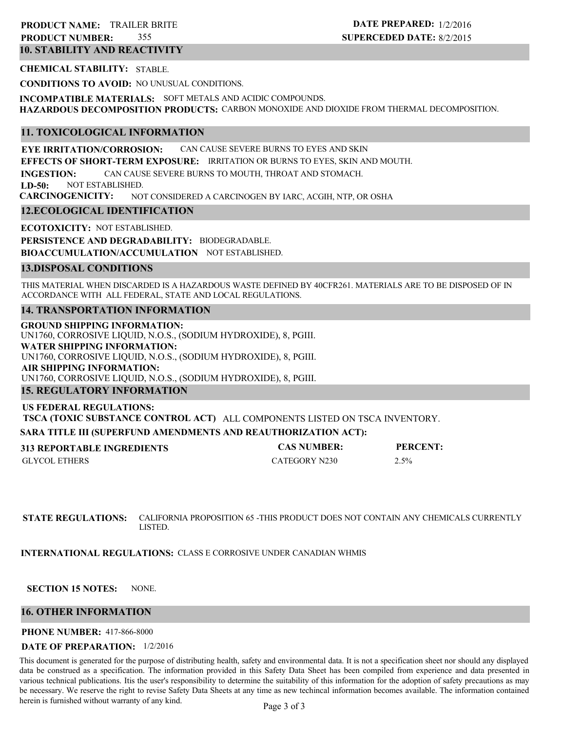**PRODUCT NAME:** TRAILER BRITE
**PRODUCT NUMBER:** 355

**DATE PREPARED:** 1/2/2016
**SUPERCEDED DATE:** 8/2/2015

## 10. STABILITY AND REACTIVITY

**CHEMICAL STABILITY:** STABLE.

**CONDITIONS TO AVOID:** NO UNUSUAL CONDITIONS.

**INCOMPATIBLE MATERIALS:** SOFT METALS AND ACIDIC COMPOUNDS.

**HAZARDOUS DECOMPOSITION PRODUCTS:** CARBON MONOXIDE AND DIOXIDE FROM THERMAL DECOMPOSITION.

## 11. TOXICOLOGICAL INFORMATION

**EYE IRRITATION/CORROSION:** CAN CAUSE SEVERE BURNS TO EYES AND SKIN

**EFFECTS OF SHORT-TERM EXPOSURE:** IRRITATION OR BURNS TO EYES, SKIN AND MOUTH.

**INGESTION:** CAN CAUSE SEVERE BURNS TO MOUTH, THROAT AND STOMACH.

**LD-50:** NOT ESTABLISHED.

**CARCINOGENICITY:** NOT CONSIDERED A CARCINOGEN BY IARC, ACGIH, NTP, OR OSHA

## 12.ECOLOGICAL IDENTIFICATION

**ECOTOXICITY:** NOT ESTABLISHED.

**PERSISTENCE AND DEGRADABILITY:** BIODEGRADABLE.

**BIOACCUMULATION/ACCUMULATION** NOT ESTABLISHED.

## 13.DISPOSAL CONDITIONS

THIS MATERIAL WHEN DISCARDED IS A HAZARDOUS WASTE DEFINED BY 40CFR261. MATERIALS ARE TO BE DISPOSED OF IN ACCORDANCE WITH ALL FEDERAL, STATE AND LOCAL REGULATIONS.

## 14. TRANSPORTATION INFORMATION

**GROUND SHIPPING INFORMATION:**
UN1760, CORROSIVE LIQUID, N.O.S., (SODIUM HYDROXIDE), 8, PGIII.

**WATER SHIPPING INFORMATION:**
UN1760, CORROSIVE LIQUID, N.O.S., (SODIUM HYDROXIDE), 8, PGIII.

**AIR SHIPPING INFORMATION:**
UN1760, CORROSIVE LIQUID, N.O.S., (SODIUM HYDROXIDE), 8, PGIII.

## 15. REGULATORY INFORMATION

**US FEDERAL REGULATIONS:**

**TSCA (TOXIC SUBSTANCE CONTROL ACT)** ALL COMPONENTS LISTED ON TSCA INVENTORY.

**SARA TITLE III (SUPERFUND AMENDMENTS AND REAUTHORIZATION ACT):**

| 313 REPORTABLE INGREDIENTS | CAS NUMBER: | PERCENT: |
|---|---|---|
| GLYCOL ETHERS | CATEGORY N230 | 2.5% |

**STATE REGULATIONS:** CALIFORNIA PROPOSITION 65 -THIS PRODUCT DOES NOT CONTAIN ANY CHEMICALS CURRENTLY LISTED.

**INTERNATIONAL REGULATIONS:** CLASS E CORROSIVE UNDER CANADIAN WHMIS

**SECTION 15 NOTES:** NONE.

## 16. OTHER INFORMATION

**PHONE NUMBER:** 417-866-8000

**DATE OF PREPARATION:** 1/2/2016

This document is generated for the purpose of distributing health, safety and environmental data. It is not a specification sheet nor should any displayed data be construed as a specification. The information provided in this Safety Data Sheet has been compiled from experience and data presented in various technical publications. Itis the user's responsibility to determine the suitability of this information for the adoption of safety precautions as may be necessary. We reserve the right to revise Safety Data Sheets at any time as new techincal information becomes available. The information contained herein is furnished without warranty of any kind.